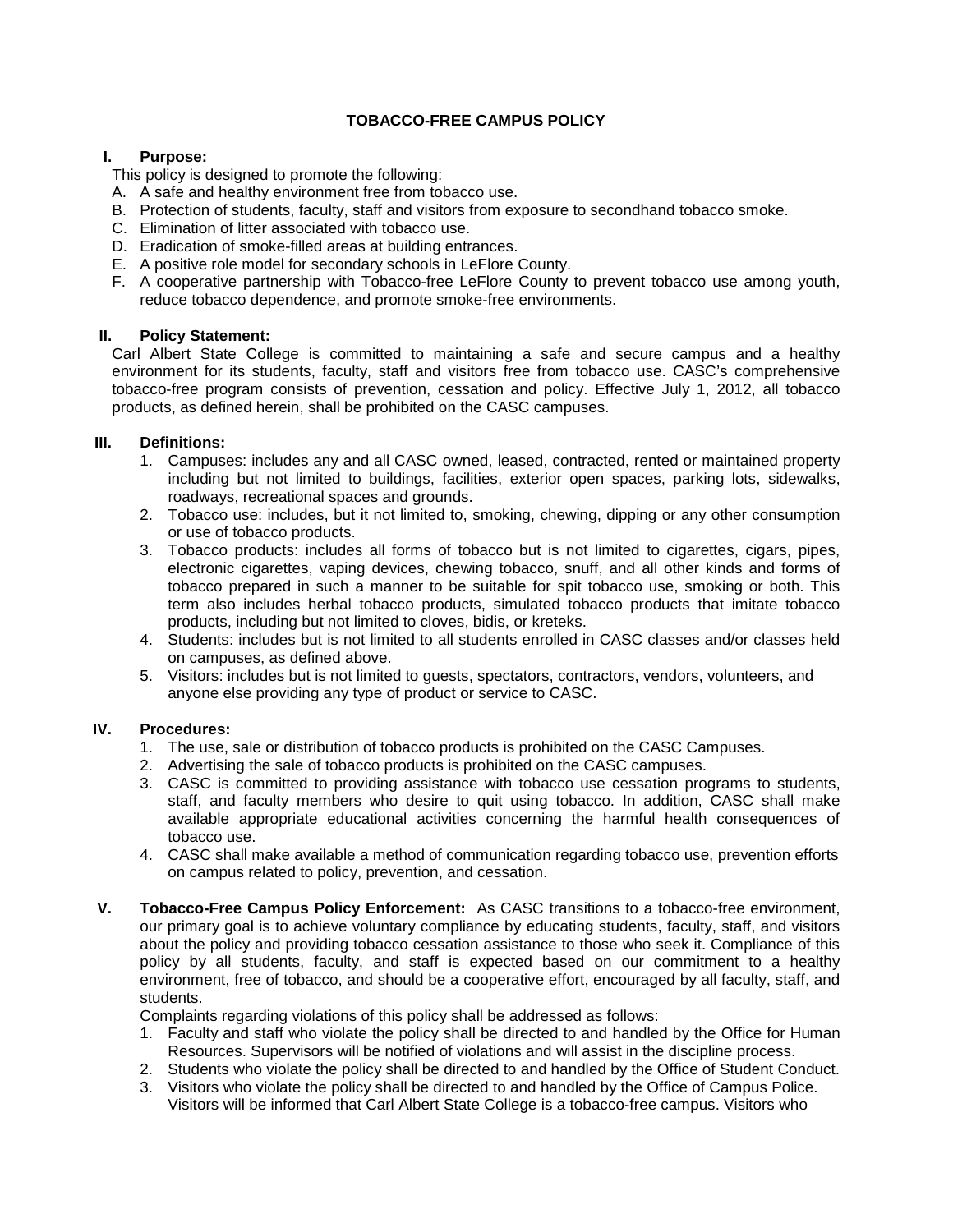# TOBACCO-FREE CAMPUS POLICY

## I. Purpose:

This policy is designed to promote the following:

A. A safe and healthy environment free from tobacco use.
B. Protection of students, faculty, staff and visitors from exposure to secondhand tobacco smoke.
C. Elimination of litter associated with tobacco use.
D. Eradication of smoke-filled areas at building entrances.
E. A positive role model for secondary schools in LeFlore County.
F. A cooperative partnership with Tobacco-free LeFlore County to prevent tobacco use among youth, reduce tobacco dependence, and promote smoke-free environments.

## II. Policy Statement:

Carl Albert State College is committed to maintaining a safe and secure campus and a healthy environment for its students, faculty, staff and visitors free from tobacco use. CASC's comprehensive tobacco-free program consists of prevention, cessation and policy. Effective July 1, 2012, all tobacco products, as defined herein, shall be prohibited on the CASC campuses.

## III. Definitions:

1. Campuses: includes any and all CASC owned, leased, contracted, rented or maintained property including but not limited to buildings, facilities, exterior open spaces, parking lots, sidewalks, roadways, recreational spaces and grounds.
2. Tobacco use: includes, but it not limited to, smoking, chewing, dipping or any other consumption or use of tobacco products.
3. Tobacco products: includes all forms of tobacco but is not limited to cigarettes, cigars, pipes, electronic cigarettes, vaping devices, chewing tobacco, snuff, and all other kinds and forms of tobacco prepared in such a manner to be suitable for spit tobacco use, smoking or both. This term also includes herbal tobacco products, simulated tobacco products that imitate tobacco products, including but not limited to cloves, bidis, or kreteks.
4. Students: includes but is not limited to all students enrolled in CASC classes and/or classes held on campuses, as defined above.
5. Visitors: includes but is not limited to guests, spectators, contractors, vendors, volunteers, and anyone else providing any type of product or service to CASC.

## IV. Procedures:

1. The use, sale or distribution of tobacco products is prohibited on the CASC Campuses.
2. Advertising the sale of tobacco products is prohibited on the CASC campuses.
3. CASC is committed to providing assistance with tobacco use cessation programs to students, staff, and faculty members who desire to quit using tobacco. In addition, CASC shall make available appropriate educational activities concerning the harmful health consequences of tobacco use.
4. CASC shall make available a method of communication regarding tobacco use, prevention efforts on campus related to policy, prevention, and cessation.

## V. Tobacco-Free Campus Policy Enforcement:

As CASC transitions to a tobacco-free environment, our primary goal is to achieve voluntary compliance by educating students, faculty, staff, and visitors about the policy and providing tobacco cessation assistance to those who seek it. Compliance of this policy by all students, faculty, and staff is expected based on our commitment to a healthy environment, free of tobacco, and should be a cooperative effort, encouraged by all faculty, staff, and students.

Complaints regarding violations of this policy shall be addressed as follows:

1. Faculty and staff who violate the policy shall be directed to and handled by the Office for Human Resources. Supervisors will be notified of violations and will assist in the discipline process.
2. Students who violate the policy shall be directed to and handled by the Office of Student Conduct.
3. Visitors who violate the policy shall be directed to and handled by the Office of Campus Police. Visitors will be informed that Carl Albert State College is a tobacco-free campus. Visitors who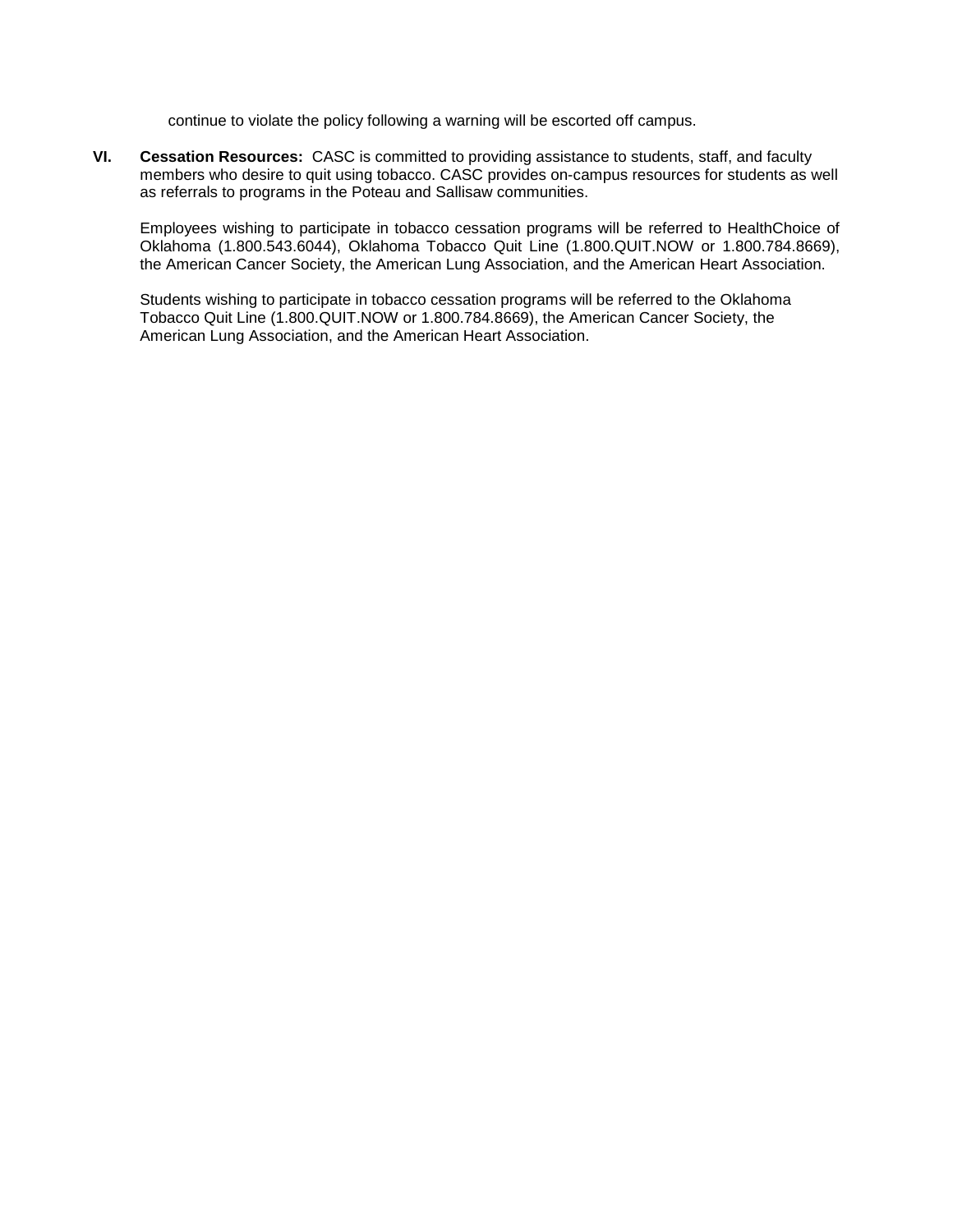continue to violate the policy following a warning will be escorted off campus.

**VI. Cessation Resources:** CASC is committed to providing assistance to students, staff, and faculty members who desire to quit using tobacco. CASC provides on-campus resources for students as well as referrals to programs in the Poteau and Sallisaw communities.

Employees wishing to participate in tobacco cessation programs will be referred to HealthChoice of Oklahoma (1.800.543.6044), Oklahoma Tobacco Quit Line (1.800.QUIT.NOW or 1.800.784.8669), the American Cancer Society, the American Lung Association, and the American Heart Association.

Students wishing to participate in tobacco cessation programs will be referred to the Oklahoma Tobacco Quit Line (1.800.QUIT.NOW or 1.800.784.8669), the American Cancer Society, the American Lung Association, and the American Heart Association.